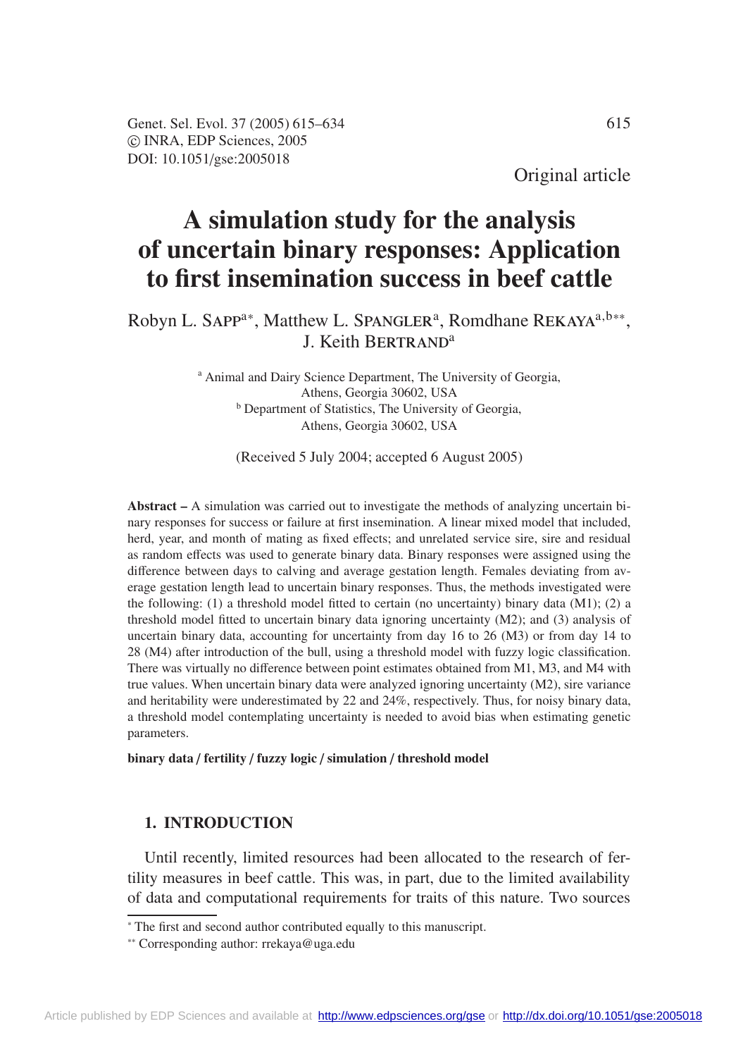Original article

# A simulation study for the analysis of uncertain binary responses: Application to first insemination success in beef cattle

Robyn L. Sapp[a*], Matthew L. Spangler[a], Romdhane Rekaya[a,b**], J. Keith Bertrand[a]

[a] Animal and Dairy Science Department, The University of Georgia, Athens, Georgia 30602, USA
[b] Department of Statistics, The University of Georgia, Athens, Georgia 30602, USA

(Received 5 July 2004; accepted 6 August 2005)

**Abstract –** A simulation was carried out to investigate the methods of analyzing uncertain binary responses for success or failure at first insemination. A linear mixed model that included, herd, year, and month of mating as fixed effects; and unrelated service sire, sire and residual as random effects was used to generate binary data. Binary responses were assigned using the difference between days to calving and average gestation length. Females deviating from average gestation length lead to uncertain binary responses. Thus, the methods investigated were the following: (1) a threshold model fitted to certain (no uncertainty) binary data (M1); (2) a threshold model fitted to uncertain binary data ignoring uncertainty (M2); and (3) analysis of uncertain binary data, accounting for uncertainty from day 16 to 26 (M3) or from day 14 to 28 (M4) after introduction of the bull, using a threshold model with fuzzy logic classification. There was virtually no difference between point estimates obtained from M1, M3, and M4 with true values. When uncertain binary data were analyzed ignoring uncertainty (M2), sire variance and heritability were underestimated by 22 and 24%, respectively. Thus, for noisy binary data, a threshold model contemplating uncertainty is needed to avoid bias when estimating genetic parameters.

**binary data / fertility / fuzzy logic / simulation / threshold model**

## 1. INTRODUCTION

Until recently, limited resources had been allocated to the research of fertility measures in beef cattle. This was, in part, due to the limited availability of data and computational requirements for traits of this nature. Two sources

* The first and second author contributed equally to this manuscript.
** Corresponding author: rrekaya@uga.edu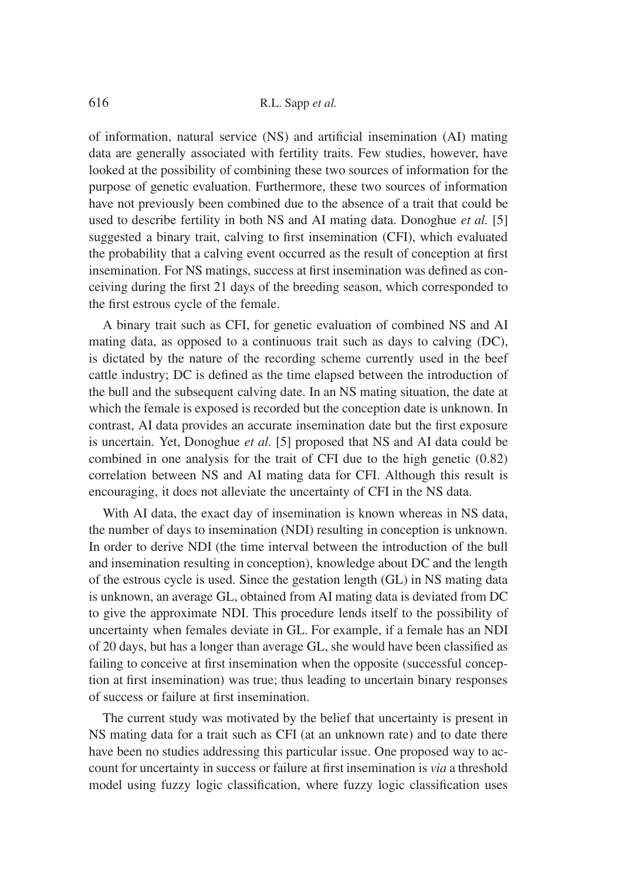of information, natural service (NS) and artificial insemination (AI) mating data are generally associated with fertility traits. Few studies, however, have looked at the possibility of combining these two sources of information for the purpose of genetic evaluation. Furthermore, these two sources of information have not previously been combined due to the absence of a trait that could be used to describe fertility in both NS and AI mating data. Donoghue *et al.* [5] suggested a binary trait, calving to first insemination (CFI), which evaluated the probability that a calving event occurred as the result of conception at first insemination. For NS matings, success at first insemination was defined as conceiving during the first 21 days of the breeding season, which corresponded to the first estrous cycle of the female.

A binary trait such as CFI, for genetic evaluation of combined NS and AI mating data, as opposed to a continuous trait such as days to calving (DC), is dictated by the nature of the recording scheme currently used in the beef cattle industry; DC is defined as the time elapsed between the introduction of the bull and the subsequent calving date. In an NS mating situation, the date at which the female is exposed is recorded but the conception date is unknown. In contrast, AI data provides an accurate insemination date but the first exposure is uncertain. Yet, Donoghue *et al.* [5] proposed that NS and AI data could be combined in one analysis for the trait of CFI due to the high genetic (0.82) correlation between NS and AI mating data for CFI. Although this result is encouraging, it does not alleviate the uncertainty of CFI in the NS data.

With AI data, the exact day of insemination is known whereas in NS data, the number of days to insemination (NDI) resulting in conception is unknown. In order to derive NDI (the time interval between the introduction of the bull and insemination resulting in conception), knowledge about DC and the length of the estrous cycle is used. Since the gestation length (GL) in NS mating data is unknown, an average GL, obtained from AI mating data is deviated from DC to give the approximate NDI. This procedure lends itself to the possibility of uncertainty when females deviate in GL. For example, if a female has an NDI of 20 days, but has a longer than average GL, she would have been classified as failing to conceive at first insemination when the opposite (successful conception at first insemination) was true; thus leading to uncertain binary responses of success or failure at first insemination.

The current study was motivated by the belief that uncertainty is present in NS mating data for a trait such as CFI (at an unknown rate) and to date there have been no studies addressing this particular issue. One proposed way to account for uncertainty in success or failure at first insemination is *via* a threshold model using fuzzy logic classification, where fuzzy logic classification uses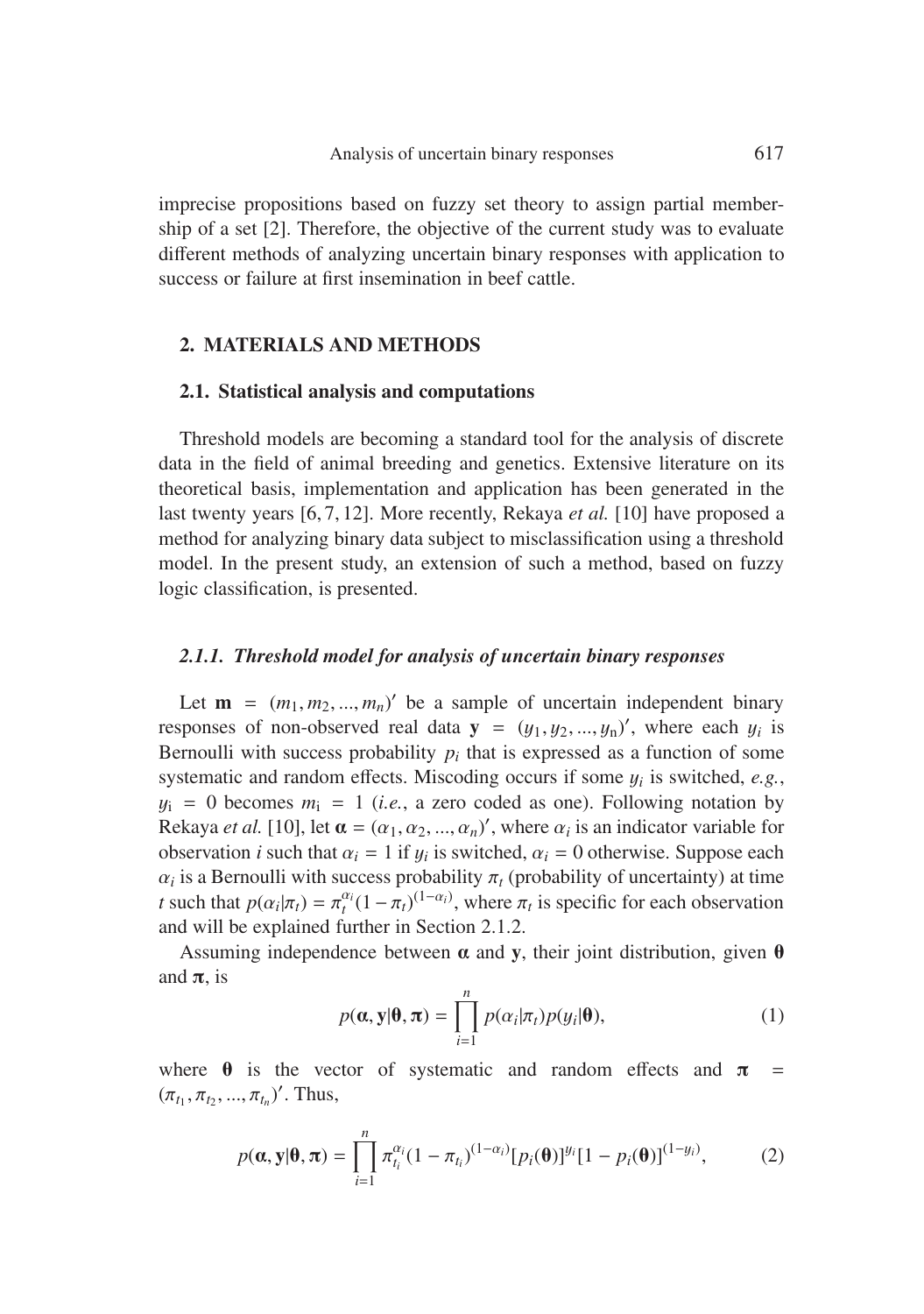imprecise propositions based on fuzzy set theory to assign partial membership of a set [2]. Therefore, the objective of the current study was to evaluate different methods of analyzing uncertain binary responses with application to success or failure at first insemination in beef cattle.

## 2. MATERIALS AND METHODS

### 2.1. Statistical analysis and computations

Threshold models are becoming a standard tool for the analysis of discrete data in the field of animal breeding and genetics. Extensive literature on its theoretical basis, implementation and application has been generated in the last twenty years [6, 7, 12]. More recently, Rekaya *et al.* [10] have proposed a method for analyzing binary data subject to misclassification using a threshold model. In the present study, an extension of such a method, based on fuzzy logic classification, is presented.

#### *2.1.1. Threshold model for analysis of uncertain binary responses*

Let $\mathbf{m} = (m_1, m_2, ..., m_n)'$ be a sample of uncertain independent binary responses of non-observed real data $\mathbf{y} = (y_1, y_2, ..., y_n)'$, where each $y_i$ is Bernoulli with success probability $p_i$ that is expressed as a function of some systematic and random effects. Miscoding occurs if some $y_i$ is switched, *e.g.*, $y_i = 0$ becomes $m_i = 1$ (*i.e.*, a zero coded as one). Following notation by Rekaya *et al.* [10], let $\boldsymbol{\alpha} = (\alpha_1, \alpha_2, ..., \alpha_n)'$, where $\alpha_i$ is an indicator variable for observation $i$ such that $\alpha_i = 1$ if $y_i$ is switched, $\alpha_i = 0$ otherwise. Suppose each $\alpha_i$ is a Bernoulli with success probability $\pi_t$ (probability of uncertainty) at time $t$ such that $p(\alpha_i|\pi_t) = \pi_t^{\alpha_i}(1 - \pi_t)^{(1-\alpha_i)}$, where $\pi_t$ is specific for each observation and will be explained further in Section 2.1.2.

Assuming independence between $\boldsymbol{\alpha}$ and $\mathbf{y}$, their joint distribution, given $\boldsymbol{\theta}$ and $\boldsymbol{\pi}$, is

$$p(\boldsymbol{\alpha}, \mathbf{y}|\boldsymbol{\theta}, \boldsymbol{\pi}) = \prod_{i=1}^{n} p(\alpha_i|\pi_t)p(y_i|\boldsymbol{\theta}), \tag{1}$$

where $\boldsymbol{\theta}$ is the vector of systematic and random effects and $\boldsymbol{\pi} = (\pi_{t_1}, \pi_{t_2}, ..., \pi_{t_n})'$. Thus,

$$p(\boldsymbol{\alpha}, \mathbf{y}|\boldsymbol{\theta}, \boldsymbol{\pi}) = \prod_{i=1}^{n} \pi_{t_i}^{\alpha_i}(1 - \pi_{t_i})^{(1-\alpha_i)}[p_i(\boldsymbol{\theta})]^{y_i}[1 - p_i(\boldsymbol{\theta})]^{(1-y_i)}, \tag{2}$$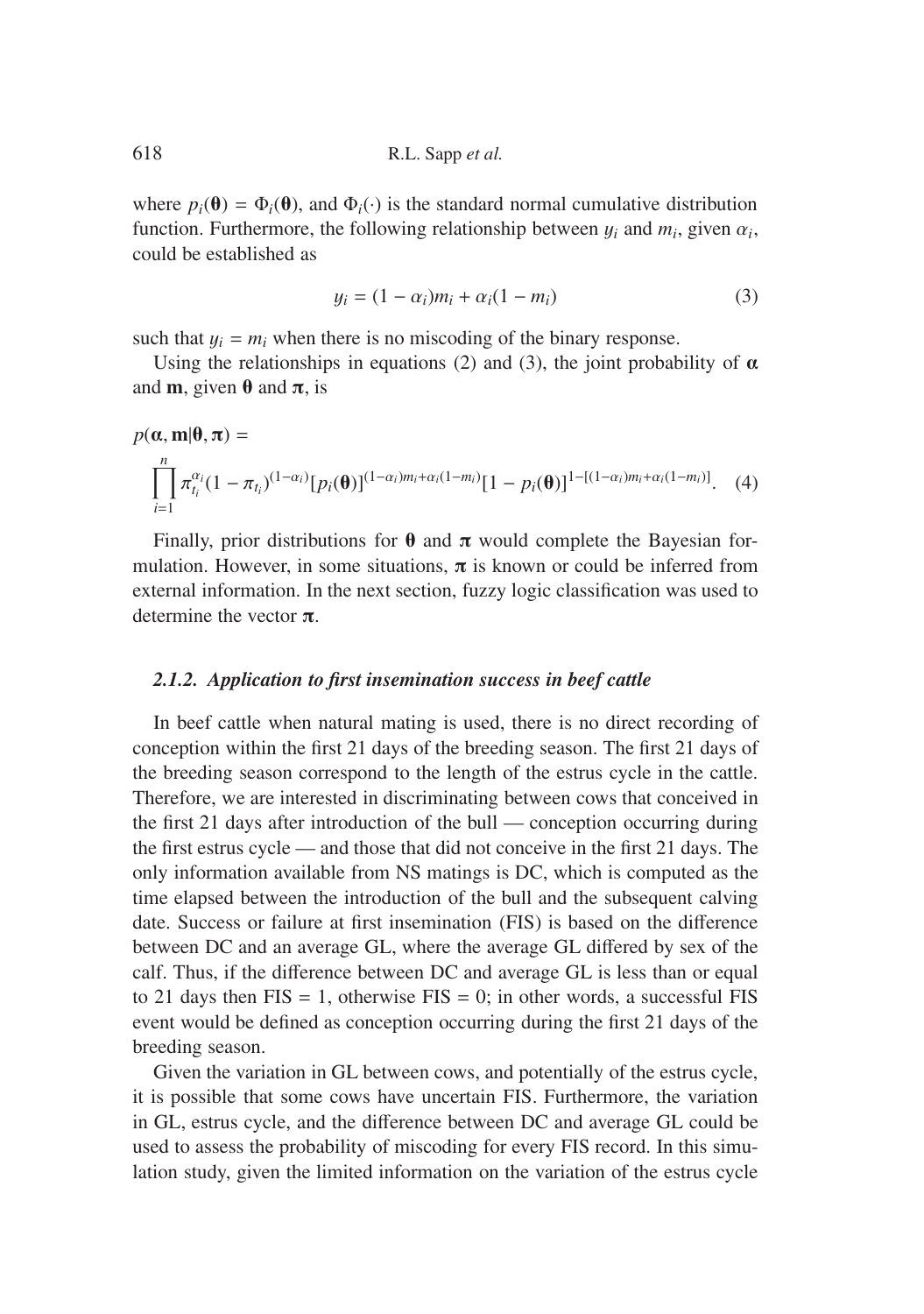where $p_i(\boldsymbol{\theta}) = \Phi_i(\boldsymbol{\theta})$, and $\Phi_i(\cdot)$ is the standard normal cumulative distribution function. Furthermore, the following relationship between $y_i$ and $m_i$, given $\alpha_i$, could be established as

$$y_i = (1 - \alpha_i)m_i + \alpha_i(1 - m_i) \tag{3}$$

such that $y_i = m_i$ when there is no miscoding of the binary response.

Using the relationships in equations (2) and (3), the joint probability of $\boldsymbol{\alpha}$ and $\mathbf{m}$, given $\boldsymbol{\theta}$ and $\boldsymbol{\pi}$, is

$$p(\boldsymbol{\alpha}, \mathbf{m}|\boldsymbol{\theta}, \boldsymbol{\pi}) = \prod_{i=1}^{n} \pi_{t_i}^{\alpha_i}(1 - \pi_{t_i})^{(1-\alpha_i)}[p_i(\boldsymbol{\theta})]^{(1-\alpha_i)m_i+\alpha_i(1-m_i)}[1 - p_i(\boldsymbol{\theta})]^{1-[(1-\alpha_i)m_i+\alpha_i(1-m_i)]}. \tag{4}$$

Finally, prior distributions for $\boldsymbol{\theta}$ and $\boldsymbol{\pi}$ would complete the Bayesian formulation. However, in some situations, $\boldsymbol{\pi}$ is known or could be inferred from external information. In the next section, fuzzy logic classification was used to determine the vector $\boldsymbol{\pi}$.

#### *2.1.2. Application to first insemination success in beef cattle*

In beef cattle when natural mating is used, there is no direct recording of conception within the first 21 days of the breeding season. The first 21 days of the breeding season correspond to the length of the estrus cycle in the cattle. Therefore, we are interested in discriminating between cows that conceived in the first 21 days after introduction of the bull — conception occurring during the first estrus cycle — and those that did not conceive in the first 21 days. The only information available from NS matings is DC, which is computed as the time elapsed between the introduction of the bull and the subsequent calving date. Success or failure at first insemination (FIS) is based on the difference between DC and an average GL, where the average GL differed by sex of the calf. Thus, if the difference between DC and average GL is less than or equal to 21 days then FIS = 1, otherwise FIS = 0; in other words, a successful FIS event would be defined as conception occurring during the first 21 days of the breeding season.

Given the variation in GL between cows, and potentially of the estrus cycle, it is possible that some cows have uncertain FIS. Furthermore, the variation in GL, estrus cycle, and the difference between DC and average GL could be used to assess the probability of miscoding for every FIS record. In this simulation study, given the limited information on the variation of the estrus cycle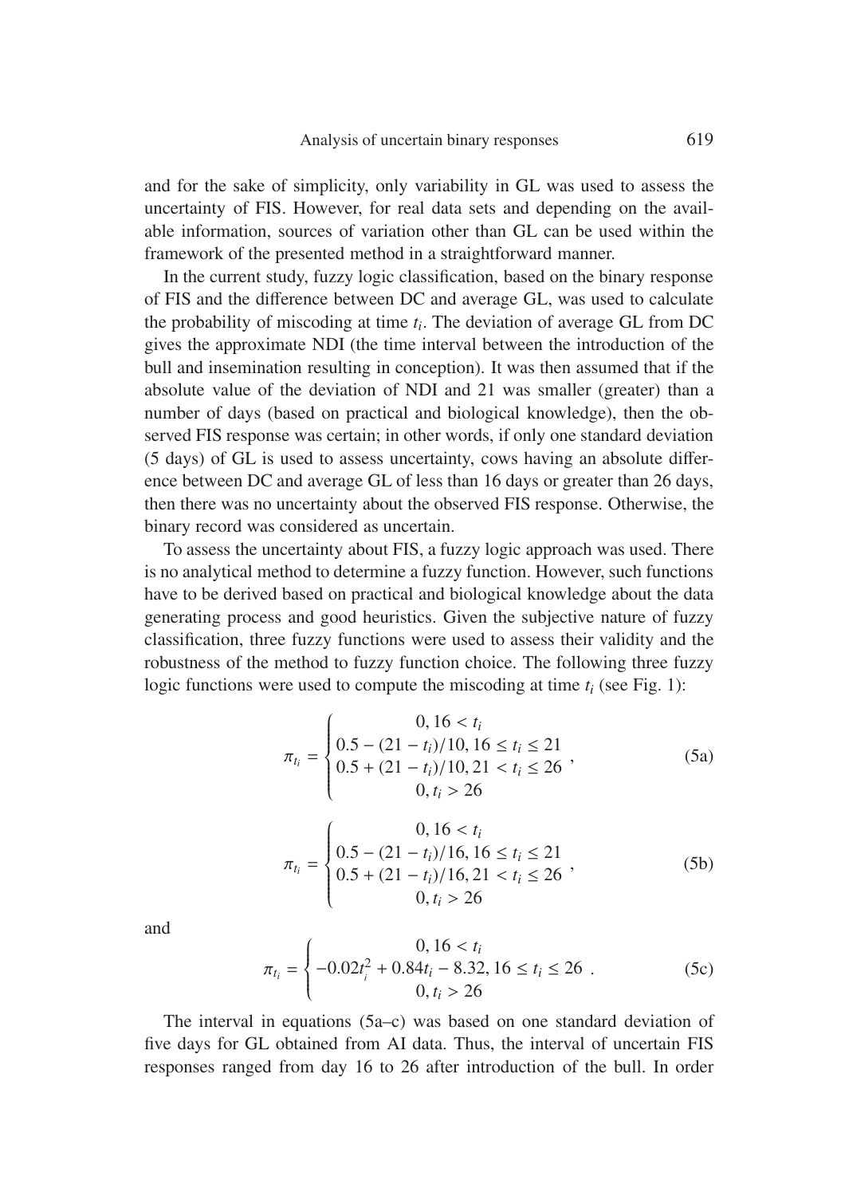and for the sake of simplicity, only variability in GL was used to assess the uncertainty of FIS. However, for real data sets and depending on the available information, sources of variation other than GL can be used within the framework of the presented method in a straightforward manner.

In the current study, fuzzy logic classification, based on the binary response of FIS and the difference between DC and average GL, was used to calculate the probability of miscoding at time $t_i$. The deviation of average GL from DC gives the approximate NDI (the time interval between the introduction of the bull and insemination resulting in conception). It was then assumed that if the absolute value of the deviation of NDI and 21 was smaller (greater) than a number of days (based on practical and biological knowledge), then the observed FIS response was certain; in other words, if only one standard deviation (5 days) of GL is used to assess uncertainty, cows having an absolute difference between DC and average GL of less than 16 days or greater than 26 days, then there was no uncertainty about the observed FIS response. Otherwise, the binary record was considered as uncertain.

To assess the uncertainty about FIS, a fuzzy logic approach was used. There is no analytical method to determine a fuzzy function. However, such functions have to be derived based on practical and biological knowledge about the data generating process and good heuristics. Given the subjective nature of fuzzy classification, three fuzzy functions were used to assess their validity and the robustness of the method to fuzzy function choice. The following three fuzzy logic functions were used to compute the miscoding at time $t_i$ (see Fig. 1):

$$\pi_{t_i} = \begin{cases} 0, 16 < t_i \\ 0.5 - (21 - t_i)/10, 16 \leq t_i \leq 21 \\ 0.5 + (21 - t_i)/10, 21 < t_i \leq 26 \\ 0, t_i > 26 \end{cases}, \tag{5a}$$

$$\pi_{t_i} = \begin{cases} 0, 16 < t_i \\ 0.5 - (21 - t_i)/16, 16 \leq t_i \leq 21 \\ 0.5 + (21 - t_i)/16, 21 < t_i \leq 26 \\ 0, t_i > 26 \end{cases}, \tag{5b}$$

and

$$\pi_{t_i} = \begin{cases} 0, 16 < t_i \\ -0.02t_i^2 + 0.84t_i - 8.32, 16 \leq t_i \leq 26 \\ 0, t_i > 26 \end{cases}. \tag{5c}$$

The interval in equations (5a–c) was based on one standard deviation of five days for GL obtained from AI data. Thus, the interval of uncertain FIS responses ranged from day 16 to 26 after introduction of the bull. In order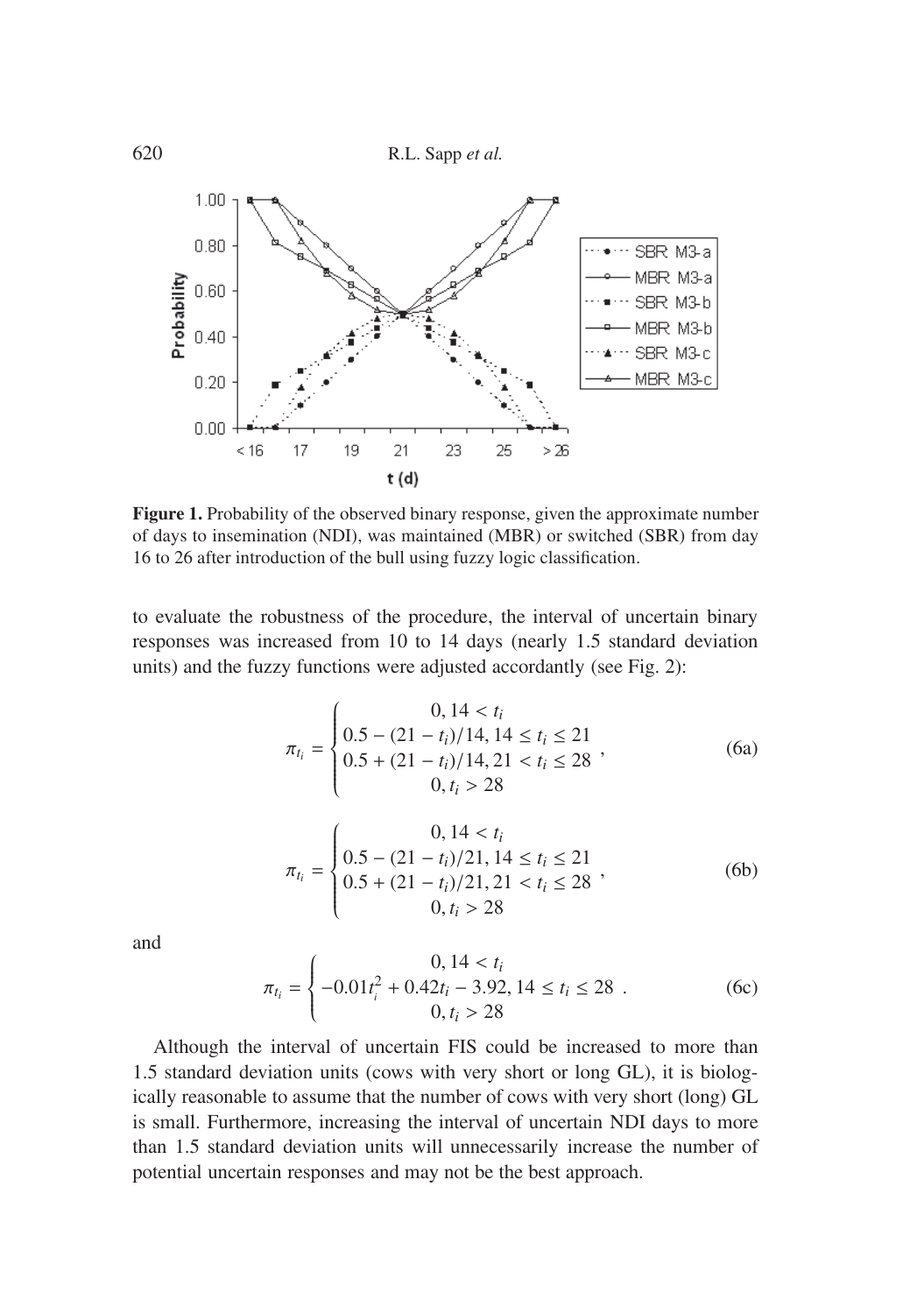**Figure 1.** Probability of the observed binary response, given the approximate number of days to insemination (NDI), was maintained (MBR) or switched (SBR) from day 16 to 26 after introduction of the bull using fuzzy logic classification.

to evaluate the robustness of the procedure, the interval of uncertain binary responses was increased from 10 to 14 days (nearly 1.5 standard deviation units) and the fuzzy functions were adjusted accordantly (see Fig. 2):

$$\pi_{t_i} = \begin{cases} 0, 14 < t_i \\ 0.5 - (21 - t_i)/14, 14 \le t_i \le 21 \\ 0.5 + (21 - t_i)/14, 21 < t_i \le 28 \\ 0, t_i > 28 \end{cases}, \tag{6a}$$

$$\pi_{t_i} = \begin{cases} 0, 14 < t_i \\ 0.5 - (21 - t_i)/21, 14 \le t_i \le 21 \\ 0.5 + (21 - t_i)/21, 21 < t_i \le 28 \\ 0, t_i > 28 \end{cases}, \tag{6b}$$

and

$$\pi_{t_i} = \begin{cases} 0, 14 < t_i \\ -0.01t_i^2 + 0.42t_i - 3.92, 14 \le t_i \le 28 \\ 0, t_i > 28 \end{cases}. \tag{6c}$$

Although the interval of uncertain FIS could be increased to more than 1.5 standard deviation units (cows with very short or long GL), it is biologically reasonable to assume that the number of cows with very short (long) GL is small. Furthermore, increasing the interval of uncertain NDI days to more than 1.5 standard deviation units will unnecessarily increase the number of potential uncertain responses and may not be the best approach.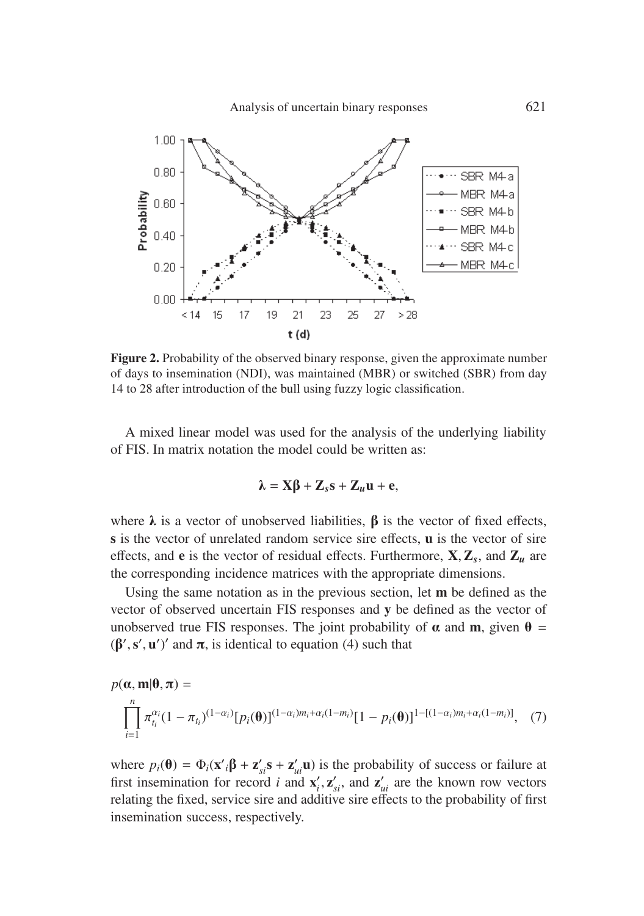**Figure 2.** Probability of the observed binary response, given the approximate number of days to insemination (NDI), was maintained (MBR) or switched (SBR) from day 14 to 28 after introduction of the bull using fuzzy logic classification.

A mixed linear model was used for the analysis of the underlying liability of FIS. In matrix notation the model could be written as:

$$\boldsymbol{\lambda} = \mathbf{X}\boldsymbol{\beta} + \mathbf{Z}_s\mathbf{s} + \mathbf{Z}_u\mathbf{u} + \mathbf{e},$$

where $\boldsymbol{\lambda}$ is a vector of unobserved liabilities, $\boldsymbol{\beta}$ is the vector of fixed effects, $\mathbf{s}$ is the vector of unrelated random service sire effects, $\mathbf{u}$ is the vector of sire effects, and $\mathbf{e}$ is the vector of residual effects. Furthermore, $\mathbf{X}, \mathbf{Z}_s$, and $\mathbf{Z}_u$ are the corresponding incidence matrices with the appropriate dimensions.

Using the same notation as in the previous section, let $\mathbf{m}$ be defined as the vector of observed uncertain FIS responses and $\mathbf{y}$ be defined as the vector of unobserved true FIS responses. The joint probability of $\boldsymbol{\alpha}$ and $\mathbf{m}$, given $\boldsymbol{\theta} = (\boldsymbol{\beta}', \mathbf{s}', \mathbf{u}')'$ and $\boldsymbol{\pi}$, is identical to equation (4) such that

$$p(\boldsymbol{\alpha}, \mathbf{m}|\boldsymbol{\theta}, \boldsymbol{\pi}) = \prod_{i=1}^{n} \pi_{t_i}^{\alpha_i}(1 - \pi_{t_i})^{(1-\alpha_i)}[p_i(\boldsymbol{\theta})]^{(1-\alpha_i)m_i+\alpha_i(1-m_i)}[1 - p_i(\boldsymbol{\theta})]^{1-[(1-\alpha_i)m_i+\alpha_i(1-m_i)]}, \quad (7)$$

where $p_i(\boldsymbol{\theta}) = \Phi_i(\mathbf{x}'_i\boldsymbol{\beta} + \mathbf{z}'_{si}\mathbf{s} + \mathbf{z}'_{ui}\mathbf{u})$ is the probability of success or failure at first insemination for record $i$ and $\mathbf{x}'_i, \mathbf{z}'_{si}$, and $\mathbf{z}'_{ui}$ are the known row vectors relating the fixed, service sire and additive sire effects to the probability of first insemination success, respectively.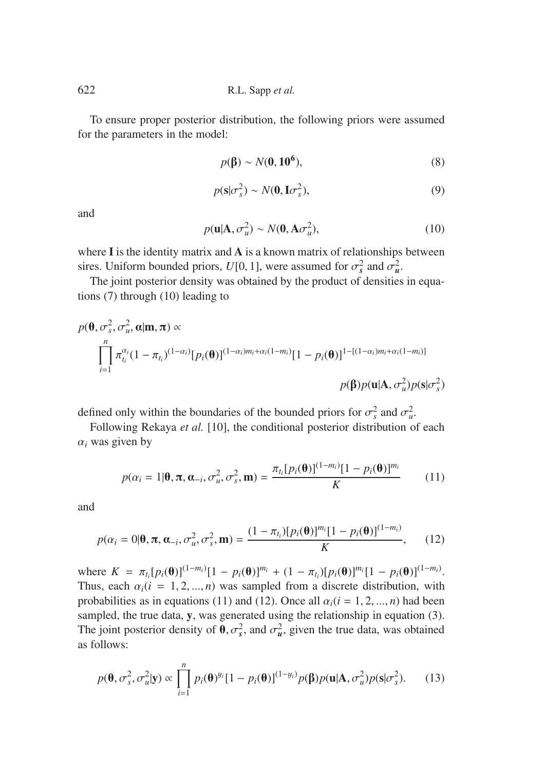To ensure proper posterior distribution, the following priors were assumed for the parameters in the model:

$$p(\boldsymbol{\beta}) \sim N(\mathbf{0}, \mathbf{10^6}), \tag{8}$$

$$p(\mathbf{s}|\sigma_s^2) \sim N(\mathbf{0}, \mathbf{I}\sigma_s^2), \tag{9}$$

and

$$p(\mathbf{u}|\mathbf{A}, \sigma_u^2) \sim N(\mathbf{0}, \mathbf{A}\sigma_u^2), \tag{10}$$

where $\mathbf{I}$ is the identity matrix and $\mathbf{A}$ is a known matrix of relationships between sires. Uniform bounded priors, $U[0, 1]$, were assumed for $\sigma_{\boldsymbol{s}}^2$ and $\sigma_{\boldsymbol{u}}^2$.

The joint posterior density was obtained by the product of densities in equations (7) through (10) leading to

$$p(\boldsymbol{\theta}, \sigma_s^2, \sigma_u^2, \boldsymbol{\alpha}|\mathbf{m}, \boldsymbol{\pi}) \propto \prod_{i=1}^{n} \pi_{t_i}^{\alpha_i}(1 - \pi_{t_i})^{(1-\alpha_i)}[p_i(\boldsymbol{\theta})]^{(1-\alpha_i)m_i+\alpha_i(1-m_i)}[1 - p_i(\boldsymbol{\theta})]^{1-[(1-\alpha_i)m_i+\alpha_i(1-m_i)]} p(\boldsymbol{\beta})p(\mathbf{u}|\mathbf{A}, \sigma_u^2)p(\mathbf{s}|\sigma_s^2)$$

defined only within the boundaries of the bounded priors for $\sigma_s^2$ and $\sigma_u^2$.

Following Rekaya *et al.* [10], the conditional posterior distribution of each $\alpha_i$ was given by

$$p(\alpha_i = 1|\boldsymbol{\theta}, \boldsymbol{\pi}, \boldsymbol{\alpha}_{-i}, \sigma_u^2, \sigma_s^2, \mathbf{m}) = \frac{\pi_{t_i}[p_i(\boldsymbol{\theta})]^{(1-m_i)}[1 - p_i(\boldsymbol{\theta})]^{m_i}}{K} \tag{11}$$

and

$$p(\alpha_i = 0|\boldsymbol{\theta}, \boldsymbol{\pi}, \boldsymbol{\alpha}_{-i}, \sigma_u^2, \sigma_s^2, \mathbf{m}) = \frac{(1 - \pi_{t_i})[p_i(\boldsymbol{\theta})]^{m_i}[1 - p_i(\boldsymbol{\theta})]^{(1-m_i)}}{K}, \tag{12}$$

where $K = \pi_{t_i}[p_i(\boldsymbol{\theta})]^{(1-m_i)}[1 - p_i(\boldsymbol{\theta})]^{m_i} + (1 - \pi_{t_i})[p_i(\boldsymbol{\theta})]^{m_i}[1 - p_i(\boldsymbol{\theta})]^{(1-m_i)}$. Thus, each $\alpha_i (i = 1, 2, ..., n)$ was sampled from a discrete distribution, with probabilities as in equations (11) and (12). Once all $\alpha_i (i = 1, 2, ..., n)$ had been sampled, the true data, $\mathbf{y}$, was generated using the relationship in equation (3). The joint posterior density of $\boldsymbol{\theta}, \sigma_{\boldsymbol{s}}^2$, and $\sigma_{\boldsymbol{u}}^2$, given the true data, was obtained as follows:

$$p(\boldsymbol{\theta}, \sigma_s^2, \sigma_u^2|\mathbf{y}) \propto \prod_{i=1}^{n} p_i(\boldsymbol{\theta})^{y_i}[1 - p_i(\boldsymbol{\theta})]^{(1-y_i)} p(\boldsymbol{\beta})p(\mathbf{u}|\mathbf{A}, \sigma_u^2)p(\mathbf{s}|\sigma_s^2). \tag{13}$$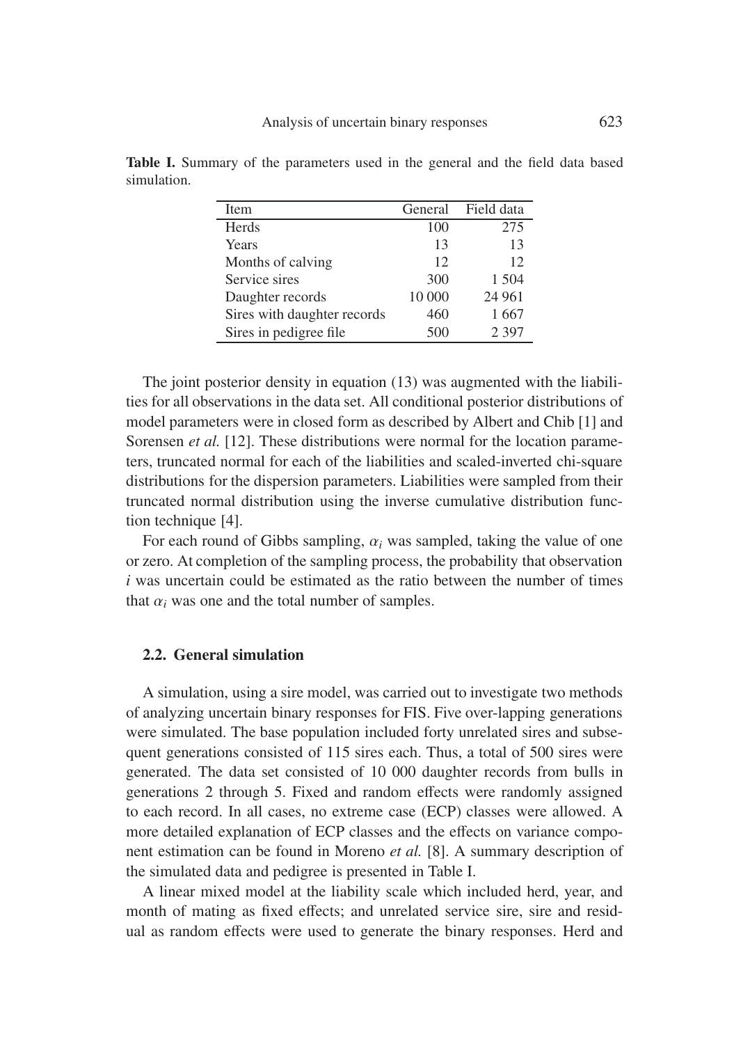**Table I.** Summary of the parameters used in the general and the field data based simulation.

| Item | General | Field data |
|---|---|---|
| Herds | 100 | 275 |
| Years | 13 | 13 |
| Months of calving | 12 | 12 |
| Service sires | 300 | 1 504 |
| Daughter records | 10 000 | 24 961 |
| Sires with daughter records | 460 | 1 667 |
| Sires in pedigree file | 500 | 2 397 |

The joint posterior density in equation (13) was augmented with the liabilities for all observations in the data set. All conditional posterior distributions of model parameters were in closed form as described by Albert and Chib [1] and Sorensen *et al.* [12]. These distributions were normal for the location parameters, truncated normal for each of the liabilities and scaled-inverted chi-square distributions for the dispersion parameters. Liabilities were sampled from their truncated normal distribution using the inverse cumulative distribution function technique [4].

For each round of Gibbs sampling, $\alpha_i$ was sampled, taking the value of one or zero. At completion of the sampling process, the probability that observation $i$ was uncertain could be estimated as the ratio between the number of times that $\alpha_i$ was one and the total number of samples.

## 2.2. General simulation

A simulation, using a sire model, was carried out to investigate two methods of analyzing uncertain binary responses for FIS. Five over-lapping generations were simulated. The base population included forty unrelated sires and subsequent generations consisted of 115 sires each. Thus, a total of 500 sires were generated. The data set consisted of 10 000 daughter records from bulls in generations 2 through 5. Fixed and random effects were randomly assigned to each record. In all cases, no extreme case (ECP) classes were allowed. A more detailed explanation of ECP classes and the effects on variance component estimation can be found in Moreno *et al.* [8]. A summary description of the simulated data and pedigree is presented in Table I.

A linear mixed model at the liability scale which included herd, year, and month of mating as fixed effects; and unrelated service sire, sire and residual as random effects were used to generate the binary responses. Herd and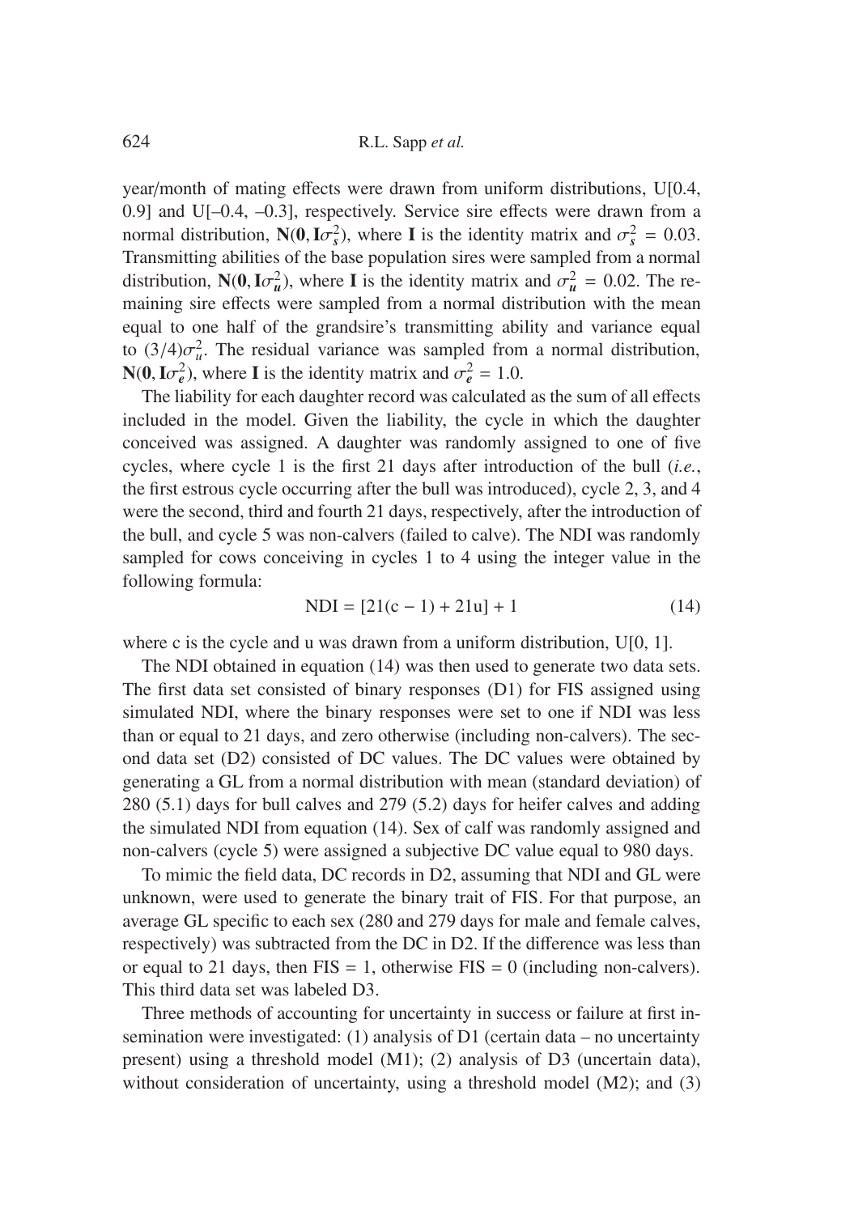year/month of mating effects were drawn from uniform distributions, U[0.4, 0.9] and U[–0.4, –0.3], respectively. Service sire effects were drawn from a normal distribution, $\mathbf{N}(\mathbf{0}, \mathbf{I}\sigma_s^2)$, where $\mathbf{I}$ is the identity matrix and $\sigma_s^2 = 0.03$. Transmitting abilities of the base population sires were sampled from a normal distribution, $\mathbf{N}(\mathbf{0}, \mathbf{I}\sigma_u^2)$, where $\mathbf{I}$ is the identity matrix and $\sigma_u^2 = 0.02$. The remaining sire effects were sampled from a normal distribution with the mean equal to one half of the grandsire's transmitting ability and variance equal to $(3/4)\sigma_u^2$. The residual variance was sampled from a normal distribution, $\mathbf{N}(\mathbf{0}, \mathbf{I}\sigma_e^2)$, where $\mathbf{I}$ is the identity matrix and $\sigma_e^2 = 1.0$.

The liability for each daughter record was calculated as the sum of all effects included in the model. Given the liability, the cycle in which the daughter conceived was assigned. A daughter was randomly assigned to one of five cycles, where cycle 1 is the first 21 days after introduction of the bull (*i.e.*, the first estrous cycle occurring after the bull was introduced), cycle 2, 3, and 4 were the second, third and fourth 21 days, respectively, after the introduction of the bull, and cycle 5 was non-calvers (failed to calve). The NDI was randomly sampled for cows conceiving in cycles 1 to 4 using the integer value in the following formula:

$$\text{NDI} = [21(\text{c} - 1) + 21\text{u}] + 1 \tag{14}$$

where c is the cycle and u was drawn from a uniform distribution, U[0, 1].

The NDI obtained in equation (14) was then used to generate two data sets. The first data set consisted of binary responses (D1) for FIS assigned using simulated NDI, where the binary responses were set to one if NDI was less than or equal to 21 days, and zero otherwise (including non-calvers). The second data set (D2) consisted of DC values. The DC values were obtained by generating a GL from a normal distribution with mean (standard deviation) of 280 (5.1) days for bull calves and 279 (5.2) days for heifer calves and adding the simulated NDI from equation (14). Sex of calf was randomly assigned and non-calvers (cycle 5) were assigned a subjective DC value equal to 980 days.

To mimic the field data, DC records in D2, assuming that NDI and GL were unknown, were used to generate the binary trait of FIS. For that purpose, an average GL specific to each sex (280 and 279 days for male and female calves, respectively) was subtracted from the DC in D2. If the difference was less than or equal to 21 days, then FIS = 1, otherwise FIS = 0 (including non-calvers). This third data set was labeled D3.

Three methods of accounting for uncertainty in success or failure at first insemination were investigated: (1) analysis of D1 (certain data – no uncertainty present) using a threshold model (M1); (2) analysis of D3 (uncertain data), without consideration of uncertainty, using a threshold model (M2); and (3)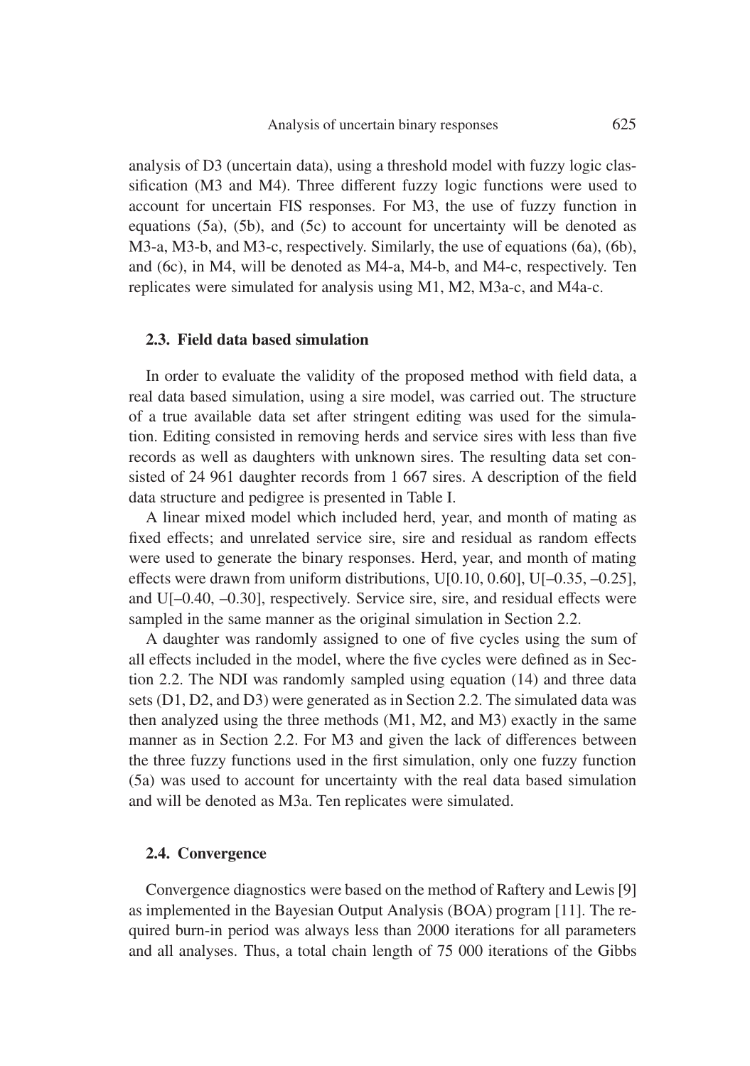analysis of D3 (uncertain data), using a threshold model with fuzzy logic classification (M3 and M4). Three different fuzzy logic functions were used to account for uncertain FIS responses. For M3, the use of fuzzy function in equations (5a), (5b), and (5c) to account for uncertainty will be denoted as M3-a, M3-b, and M3-c, respectively. Similarly, the use of equations (6a), (6b), and (6c), in M4, will be denoted as M4-a, M4-b, and M4-c, respectively. Ten replicates were simulated for analysis using M1, M2, M3a-c, and M4a-c.

### 2.3. Field data based simulation

In order to evaluate the validity of the proposed method with field data, a real data based simulation, using a sire model, was carried out. The structure of a true available data set after stringent editing was used for the simulation. Editing consisted in removing herds and service sires with less than five records as well as daughters with unknown sires. The resulting data set consisted of 24 961 daughter records from 1 667 sires. A description of the field data structure and pedigree is presented in Table I.

A linear mixed model which included herd, year, and month of mating as fixed effects; and unrelated service sire, sire and residual as random effects were used to generate the binary responses. Herd, year, and month of mating effects were drawn from uniform distributions, U[0.10, 0.60], U[–0.35, –0.25], and U[–0.40, –0.30], respectively. Service sire, sire, and residual effects were sampled in the same manner as the original simulation in Section 2.2.

A daughter was randomly assigned to one of five cycles using the sum of all effects included in the model, where the five cycles were defined as in Section 2.2. The NDI was randomly sampled using equation (14) and three data sets (D1, D2, and D3) were generated as in Section 2.2. The simulated data was then analyzed using the three methods (M1, M2, and M3) exactly in the same manner as in Section 2.2. For M3 and given the lack of differences between the three fuzzy functions used in the first simulation, only one fuzzy function (5a) was used to account for uncertainty with the real data based simulation and will be denoted as M3a. Ten replicates were simulated.

### 2.4. Convergence

Convergence diagnostics were based on the method of Raftery and Lewis [9] as implemented in the Bayesian Output Analysis (BOA) program [11]. The required burn-in period was always less than 2000 iterations for all parameters and all analyses. Thus, a total chain length of 75 000 iterations of the Gibbs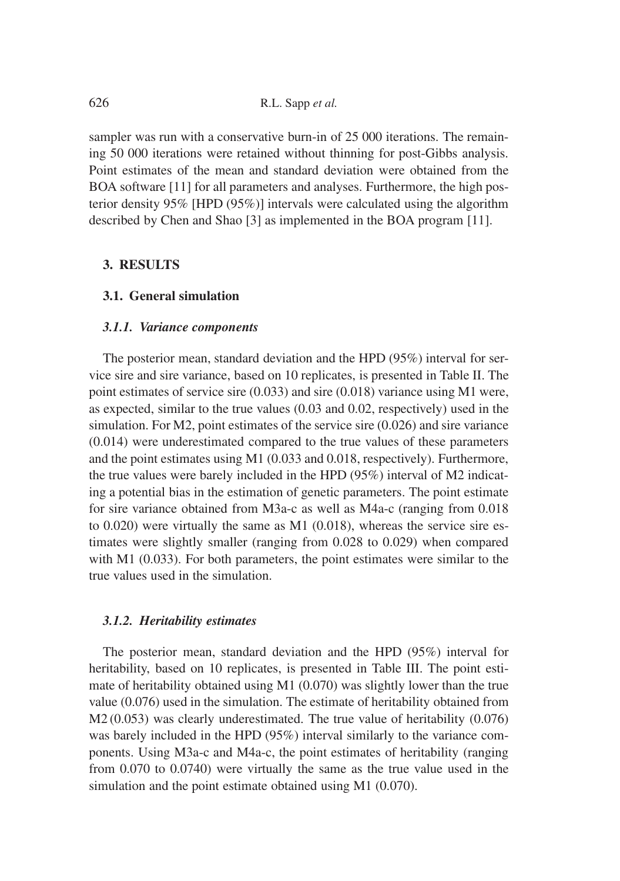sampler was run with a conservative burn-in of 25 000 iterations. The remaining 50 000 iterations were retained without thinning for post-Gibbs analysis. Point estimates of the mean and standard deviation were obtained from the BOA software [11] for all parameters and analyses. Furthermore, the high posterior density 95% [HPD (95%)] intervals were calculated using the algorithm described by Chen and Shao [3] as implemented in the BOA program [11].

## 3. RESULTS

### 3.1. General simulation

#### *3.1.1. Variance components*

The posterior mean, standard deviation and the HPD (95%) interval for service sire and sire variance, based on 10 replicates, is presented in Table II. The point estimates of service sire (0.033) and sire (0.018) variance using M1 were, as expected, similar to the true values (0.03 and 0.02, respectively) used in the simulation. For M2, point estimates of the service sire (0.026) and sire variance (0.014) were underestimated compared to the true values of these parameters and the point estimates using M1 (0.033 and 0.018, respectively). Furthermore, the true values were barely included in the HPD (95%) interval of M2 indicating a potential bias in the estimation of genetic parameters. The point estimate for sire variance obtained from M3a-c as well as M4a-c (ranging from 0.018 to 0.020) were virtually the same as M1 (0.018), whereas the service sire estimates were slightly smaller (ranging from 0.028 to 0.029) when compared with M1 (0.033). For both parameters, the point estimates were similar to the true values used in the simulation.

#### *3.1.2. Heritability estimates*

The posterior mean, standard deviation and the HPD (95%) interval for heritability, based on 10 replicates, is presented in Table III. The point estimate of heritability obtained using M1 (0.070) was slightly lower than the true value (0.076) used in the simulation. The estimate of heritability obtained from M2 (0.053) was clearly underestimated. The true value of heritability (0.076) was barely included in the HPD (95%) interval similarly to the variance components. Using M3a-c and M4a-c, the point estimates of heritability (ranging from 0.070 to 0.0740) were virtually the same as the true value used in the simulation and the point estimate obtained using M1 (0.070).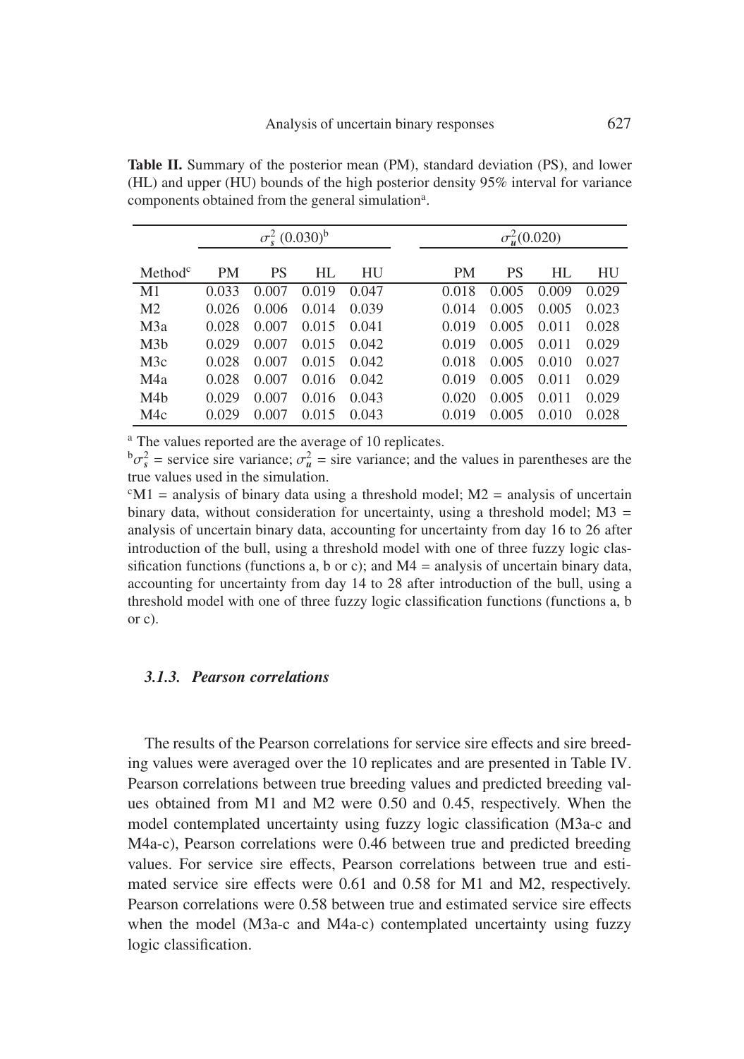**Table II.** Summary of the posterior mean (PM), standard deviation (PS), and lower (HL) and upper (HU) bounds of the high posterior density 95% interval for variance components obtained from the general simulation[a].

| | $\sigma_s^2$ (0.030)[b] | | | | $\sigma_u^2$(0.020) | | | |
|---|---|---|---|---|---|---|---|---|
| Method[c] | PM | PS | HL | HU | PM | PS | HL | HU |
| M1 | 0.033 | 0.007 | 0.019 | 0.047 | 0.018 | 0.005 | 0.009 | 0.029 |
| M2 | 0.026 | 0.006 | 0.014 | 0.039 | 0.014 | 0.005 | 0.005 | 0.023 |
| M3a | 0.028 | 0.007 | 0.015 | 0.041 | 0.019 | 0.005 | 0.011 | 0.028 |
| M3b | 0.029 | 0.007 | 0.015 | 0.042 | 0.019 | 0.005 | 0.011 | 0.029 |
| M3c | 0.028 | 0.007 | 0.015 | 0.042 | 0.018 | 0.005 | 0.010 | 0.027 |
| M4a | 0.028 | 0.007 | 0.016 | 0.042 | 0.019 | 0.005 | 0.011 | 0.029 |
| M4b | 0.029 | 0.007 | 0.016 | 0.043 | 0.020 | 0.005 | 0.011 | 0.029 |
| M4c | 0.029 | 0.007 | 0.015 | 0.043 | 0.019 | 0.005 | 0.010 | 0.028 |

[a] The values reported are the average of 10 replicates.

[b] $\sigma_s^2$ = service sire variance; $\sigma_u^2$ = sire variance; and the values in parentheses are the true values used in the simulation.

[c] M1 = analysis of binary data using a threshold model; M2 = analysis of uncertain binary data, without consideration for uncertainty, using a threshold model; M3 = analysis of uncertain binary data, accounting for uncertainty from day 16 to 26 after introduction of the bull, using a threshold model with one of three fuzzy logic classification functions (functions a, b or c); and M4 = analysis of uncertain binary data, accounting for uncertainty from day 14 to 28 after introduction of the bull, using a threshold model with one of three fuzzy logic classification functions (functions a, b or c).

### *3.1.3. Pearson correlations*

The results of the Pearson correlations for service sire effects and sire breeding values were averaged over the 10 replicates and are presented in Table IV. Pearson correlations between true breeding values and predicted breeding values obtained from M1 and M2 were 0.50 and 0.45, respectively. When the model contemplated uncertainty using fuzzy logic classification (M3a-c and M4a-c), Pearson correlations were 0.46 between true and predicted breeding values. For service sire effects, Pearson correlations between true and estimated service sire effects were 0.61 and 0.58 for M1 and M2, respectively. Pearson correlations were 0.58 between true and estimated service sire effects when the model (M3a-c and M4a-c) contemplated uncertainty using fuzzy logic classification.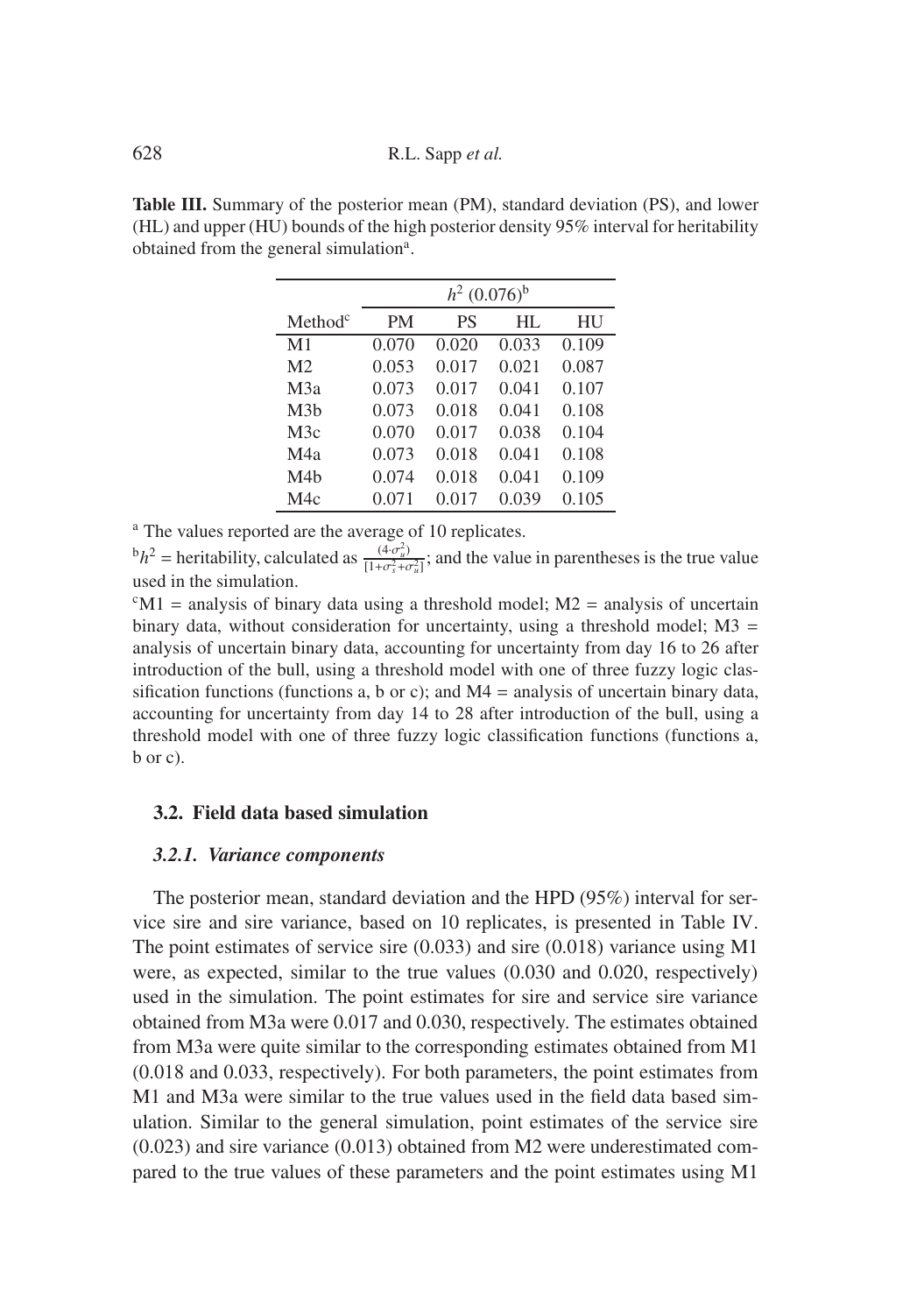**Table III.** Summary of the posterior mean (PM), standard deviation (PS), and lower (HL) and upper (HU) bounds of the high posterior density 95% interval for heritability obtained from the general simulation[a].

| Method[c] | $h^2$ (0.076)[b] | | | |
|---|---|---|---|---|
| | PM | PS | HL | HU |
| M1 | 0.070 | 0.020 | 0.033 | 0.109 |
| M2 | 0.053 | 0.017 | 0.021 | 0.087 |
| M3a | 0.073 | 0.017 | 0.041 | 0.107 |
| M3b | 0.073 | 0.018 | 0.041 | 0.108 |
| M3c | 0.070 | 0.017 | 0.038 | 0.104 |
| M4a | 0.073 | 0.018 | 0.041 | 0.108 |
| M4b | 0.074 | 0.018 | 0.041 | 0.109 |
| M4c | 0.071 | 0.017 | 0.039 | 0.105 |

[a] The values reported are the average of 10 replicates.

[b] $h^2$ = heritability, calculated as $\frac{(4 \cdot \sigma_u^2)}{[1+\sigma_s^2+\sigma_u^2]}$; and the value in parentheses is the true value used in the simulation.

[c] M1 = analysis of binary data using a threshold model; M2 = analysis of uncertain binary data, without consideration for uncertainty, using a threshold model; M3 = analysis of uncertain binary data, accounting for uncertainty from day 16 to 26 after introduction of the bull, using a threshold model with one of three fuzzy logic classification functions (functions a, b or c); and M4 = analysis of uncertain binary data, accounting for uncertainty from day 14 to 28 after introduction of the bull, using a threshold model with one of three fuzzy logic classification functions (functions a, b or c).

### 3.2. Field data based simulation

#### 3.2.1. *Variance components*

The posterior mean, standard deviation and the HPD (95%) interval for service sire and sire variance, based on 10 replicates, is presented in Table IV. The point estimates of service sire (0.033) and sire (0.018) variance using M1 were, as expected, similar to the true values (0.030 and 0.020, respectively) used in the simulation. The point estimates for sire and service sire variance obtained from M3a were 0.017 and 0.030, respectively. The estimates obtained from M3a were quite similar to the corresponding estimates obtained from M1 (0.018 and 0.033, respectively). For both parameters, the point estimates from M1 and M3a were similar to the true values used in the field data based simulation. Similar to the general simulation, point estimates of the service sire (0.023) and sire variance (0.013) obtained from M2 were underestimated compared to the true values of these parameters and the point estimates using M1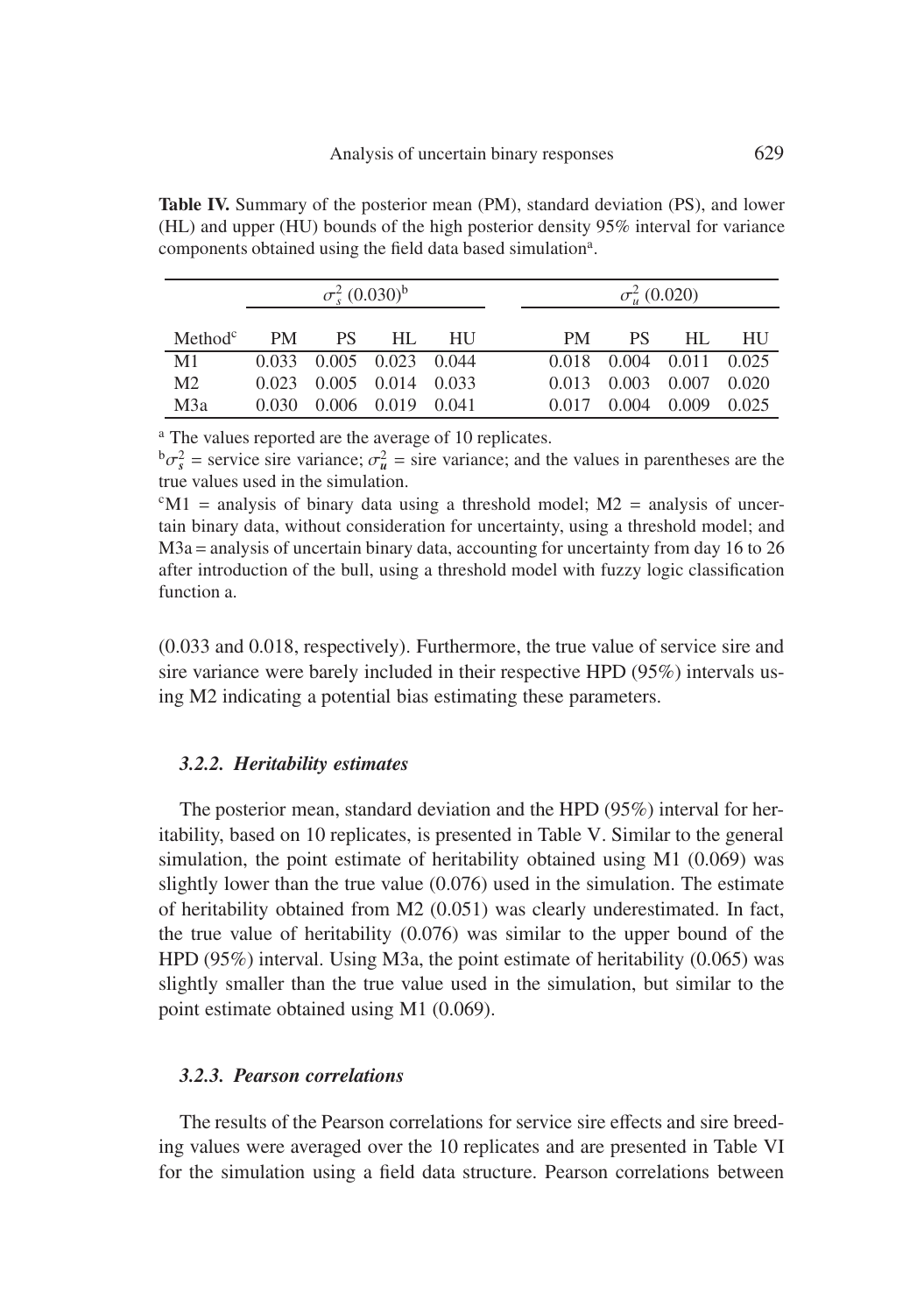**Table IV.** Summary of the posterior mean (PM), standard deviation (PS), and lower (HL) and upper (HU) bounds of the high posterior density 95% interval for variance components obtained using the field data based simulation[a].

| | $\sigma_s^2$ (0.030)[b] | | | | $\sigma_u^2$ (0.020) | | | |
|---|---|---|---|---|---|---|---|---|
| Method[c] | PM | PS | HL | HU | PM | PS | HL | HU |
| M1 | 0.033 | 0.005 | 0.023 | 0.044 | 0.018 | 0.004 | 0.011 | 0.025 |
| M2 | 0.023 | 0.005 | 0.014 | 0.033 | 0.013 | 0.003 | 0.007 | 0.020 |
| M3a | 0.030 | 0.006 | 0.019 | 0.041 | 0.017 | 0.004 | 0.009 | 0.025 |

[a] The values reported are the average of 10 replicates.

[b] $\sigma_s^2$ = service sire variance; $\sigma_u^2$ = sire variance; and the values in parentheses are the true values used in the simulation.

[c] M1 = analysis of binary data using a threshold model; M2 = analysis of uncertain binary data, without consideration for uncertainty, using a threshold model; and M3a = analysis of uncertain binary data, accounting for uncertainty from day 16 to 26 after introduction of the bull, using a threshold model with fuzzy logic classification function a.

(0.033 and 0.018, respectively). Furthermore, the true value of service sire and sire variance were barely included in their respective HPD (95%) intervals using M2 indicating a potential bias estimating these parameters.

### *3.2.2. Heritability estimates*

The posterior mean, standard deviation and the HPD (95%) interval for heritability, based on 10 replicates, is presented in Table V. Similar to the general simulation, the point estimate of heritability obtained using M1 (0.069) was slightly lower than the true value (0.076) used in the simulation. The estimate of heritability obtained from M2 (0.051) was clearly underestimated. In fact, the true value of heritability (0.076) was similar to the upper bound of the HPD (95%) interval. Using M3a, the point estimate of heritability (0.065) was slightly smaller than the true value used in the simulation, but similar to the point estimate obtained using M1 (0.069).

### *3.2.3. Pearson correlations*

The results of the Pearson correlations for service sire effects and sire breeding values were averaged over the 10 replicates and are presented in Table VI for the simulation using a field data structure. Pearson correlations between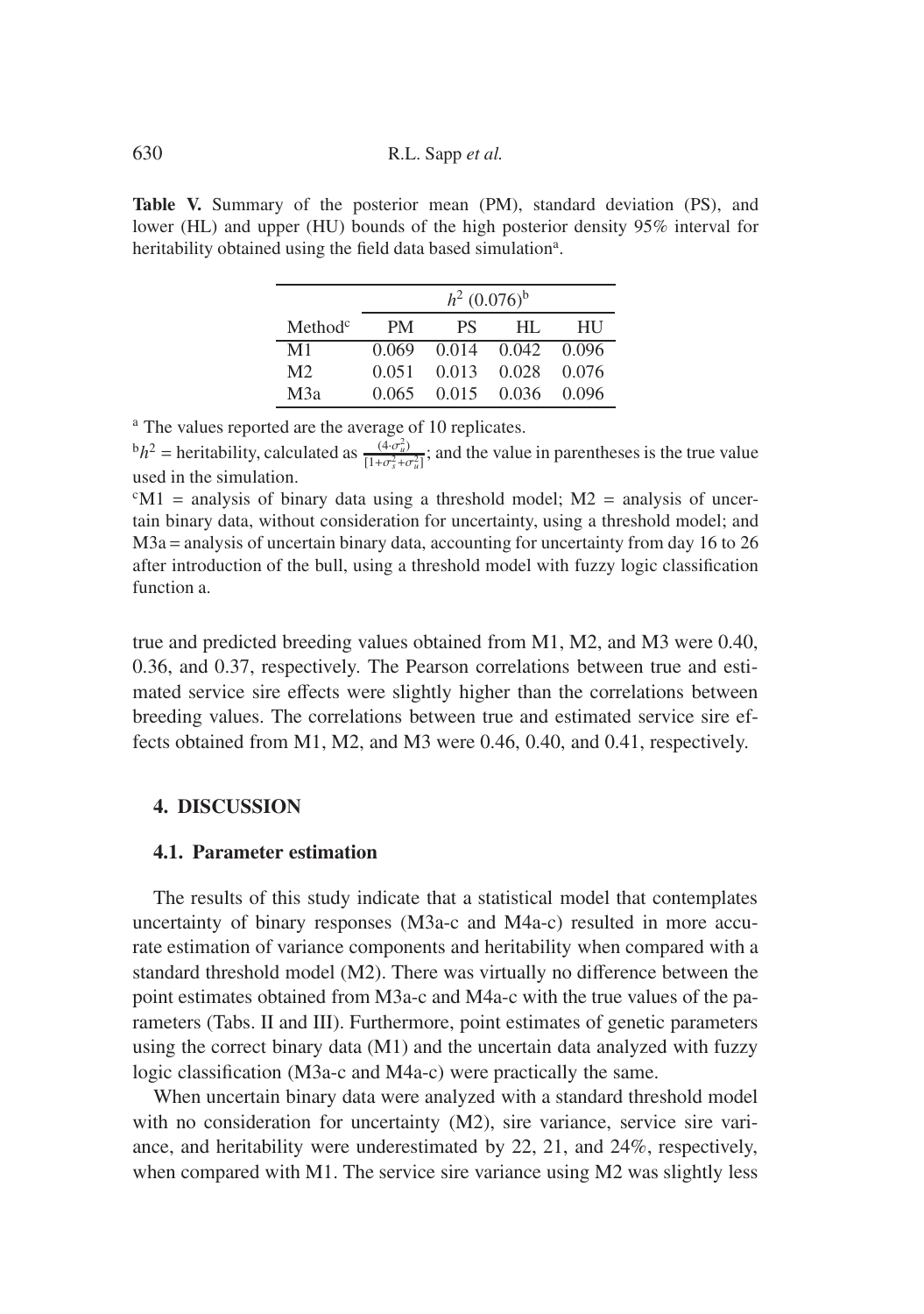**Table V.** Summary of the posterior mean (PM), standard deviation (PS), and lower (HL) and upper (HU) bounds of the high posterior density 95% interval for heritability obtained using the field data based simulation[a].

| | $h^2$ (0.076)[b] | | | |
|---|---|---|---|---|
| Method[c] | PM | PS | HL | HU |
| M1 | 0.069 | 0.014 | 0.042 | 0.096 |
| M2 | 0.051 | 0.013 | 0.028 | 0.076 |
| M3a | 0.065 | 0.015 | 0.036 | 0.096 |

[a] The values reported are the average of 10 replicates.

[b] $h^2$ = heritability, calculated as $\frac{(4 \cdot \sigma_u^2)}{[1+\sigma_s^2+\sigma_u^2]}$; and the value in parentheses is the true value used in the simulation.

[c] M1 = analysis of binary data using a threshold model; M2 = analysis of uncertain binary data, without consideration for uncertainty, using a threshold model; and M3a = analysis of uncertain binary data, accounting for uncertainty from day 16 to 26 after introduction of the bull, using a threshold model with fuzzy logic classification function a.

true and predicted breeding values obtained from M1, M2, and M3 were 0.40, 0.36, and 0.37, respectively. The Pearson correlations between true and estimated service sire effects were slightly higher than the correlations between breeding values. The correlations between true and estimated service sire effects obtained from M1, M2, and M3 were 0.46, 0.40, and 0.41, respectively.

## 4. DISCUSSION

### 4.1. Parameter estimation

The results of this study indicate that a statistical model that contemplates uncertainty of binary responses (M3a-c and M4a-c) resulted in more accurate estimation of variance components and heritability when compared with a standard threshold model (M2). There was virtually no difference between the point estimates obtained from M3a-c and M4a-c with the true values of the parameters (Tabs. II and III). Furthermore, point estimates of genetic parameters using the correct binary data (M1) and the uncertain data analyzed with fuzzy logic classification (M3a-c and M4a-c) were practically the same.

When uncertain binary data were analyzed with a standard threshold model with no consideration for uncertainty (M2), sire variance, service sire variance, and heritability were underestimated by 22, 21, and 24%, respectively, when compared with M1. The service sire variance using M2 was slightly less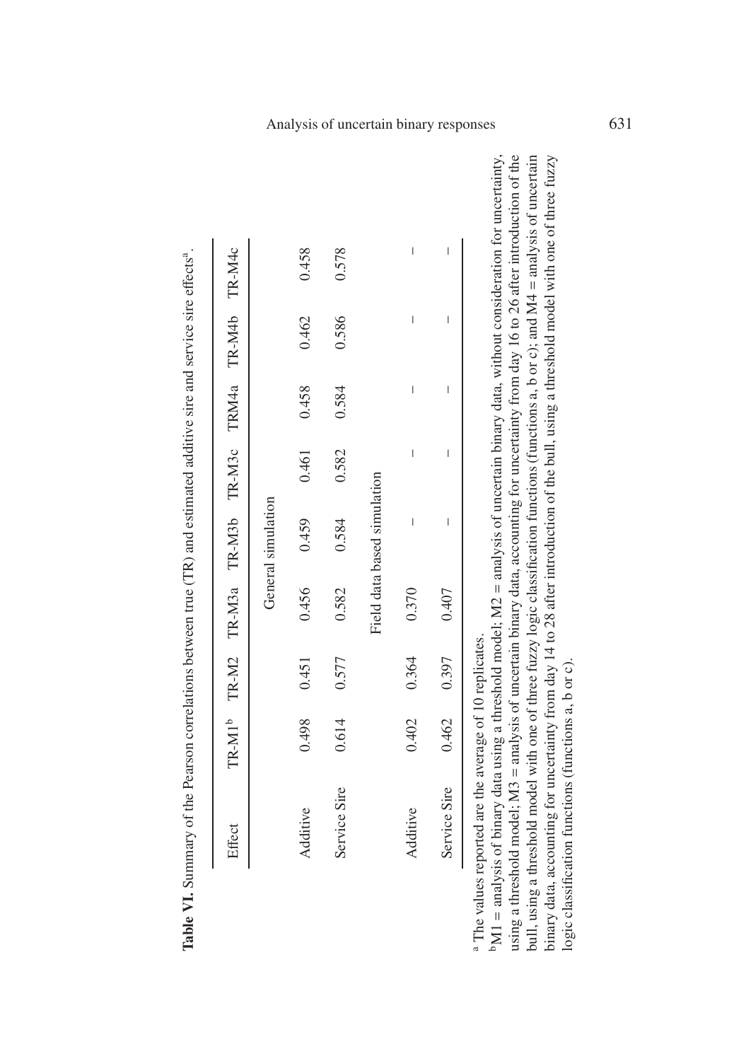**Table VI.** Summary of the Pearson correlations between true (TR) and estimated additive sire and service sire effects[a].

| Effect | TR-M1[b] | TR-M2 | TR-M3a | TR-M3b | TR-M3c | TRM4a | TR-M4b | TR-M4c |
|---|---|---|---|---|---|---|---|---|
| | | | General simulation | | | | | |
| Additive | 0.498 | 0.451 | 0.456 | 0.459 | 0.461 | 0.458 | 0.462 | 0.458 |
| Service Sire | 0.614 | 0.577 | 0.582 | 0.584 | 0.582 | 0.584 | 0.586 | 0.578 |
| | | | Field data based simulation | | | | | |
| Additive | 0.402 | 0.364 | 0.370 | – | – | – | – | – |
| Service Sire | 0.462 | 0.397 | 0.407 | – | – | – | – | – |

[a] The values reported are the average of 10 replicates.

[b]M1 = analysis of binary data using a threshold model; M2 = analysis of uncertain binary data, without consideration for uncertainty, using a threshold model; M3 = analysis of uncertain binary data, accounting for uncertainty from day 16 to 26 after introduction of the bull, using a threshold model with one of three fuzzy logic classification functions (functions a, b or c); and M4 = analysis of uncertain binary data, accounting for uncertainty from day 14 to 28 after introduction of the bull, using a threshold model with one of three fuzzy logic classification functions (functions a, b or c).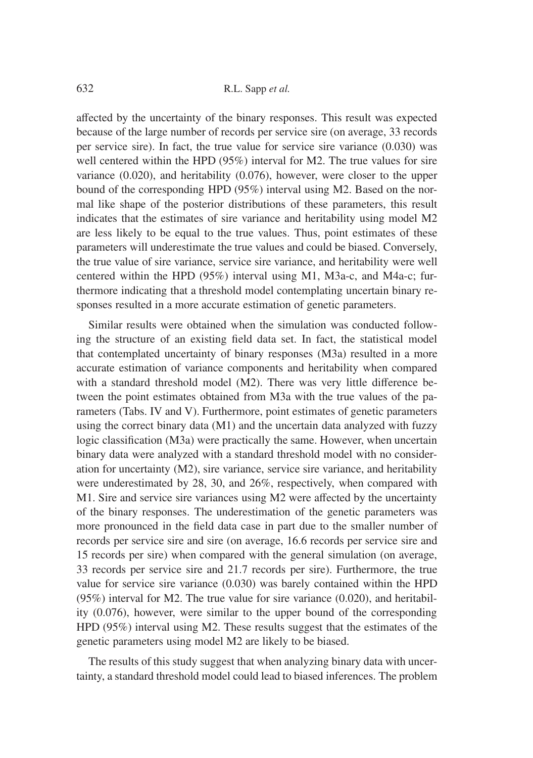affected by the uncertainty of the binary responses. This result was expected because of the large number of records per service sire (on average, 33 records per service sire). In fact, the true value for service sire variance (0.030) was well centered within the HPD (95%) interval for M2. The true values for sire variance (0.020), and heritability (0.076), however, were closer to the upper bound of the corresponding HPD (95%) interval using M2. Based on the normal like shape of the posterior distributions of these parameters, this result indicates that the estimates of sire variance and heritability using model M2 are less likely to be equal to the true values. Thus, point estimates of these parameters will underestimate the true values and could be biased. Conversely, the true value of sire variance, service sire variance, and heritability were well centered within the HPD (95%) interval using M1, M3a-c, and M4a-c; furthermore indicating that a threshold model contemplating uncertain binary responses resulted in a more accurate estimation of genetic parameters.

Similar results were obtained when the simulation was conducted following the structure of an existing field data set. In fact, the statistical model that contemplated uncertainty of binary responses (M3a) resulted in a more accurate estimation of variance components and heritability when compared with a standard threshold model (M2). There was very little difference between the point estimates obtained from M3a with the true values of the parameters (Tabs. IV and V). Furthermore, point estimates of genetic parameters using the correct binary data (M1) and the uncertain data analyzed with fuzzy logic classification (M3a) were practically the same. However, when uncertain binary data were analyzed with a standard threshold model with no consideration for uncertainty (M2), sire variance, service sire variance, and heritability were underestimated by 28, 30, and 26%, respectively, when compared with M1. Sire and service sire variances using M2 were affected by the uncertainty of the binary responses. The underestimation of the genetic parameters was more pronounced in the field data case in part due to the smaller number of records per service sire and sire (on average, 16.6 records per service sire and 15 records per sire) when compared with the general simulation (on average, 33 records per service sire and 21.7 records per sire). Furthermore, the true value for service sire variance (0.030) was barely contained within the HPD (95%) interval for M2. The true value for sire variance (0.020), and heritability (0.076), however, were similar to the upper bound of the corresponding HPD (95%) interval using M2. These results suggest that the estimates of the genetic parameters using model M2 are likely to be biased.

The results of this study suggest that when analyzing binary data with uncertainty, a standard threshold model could lead to biased inferences. The problem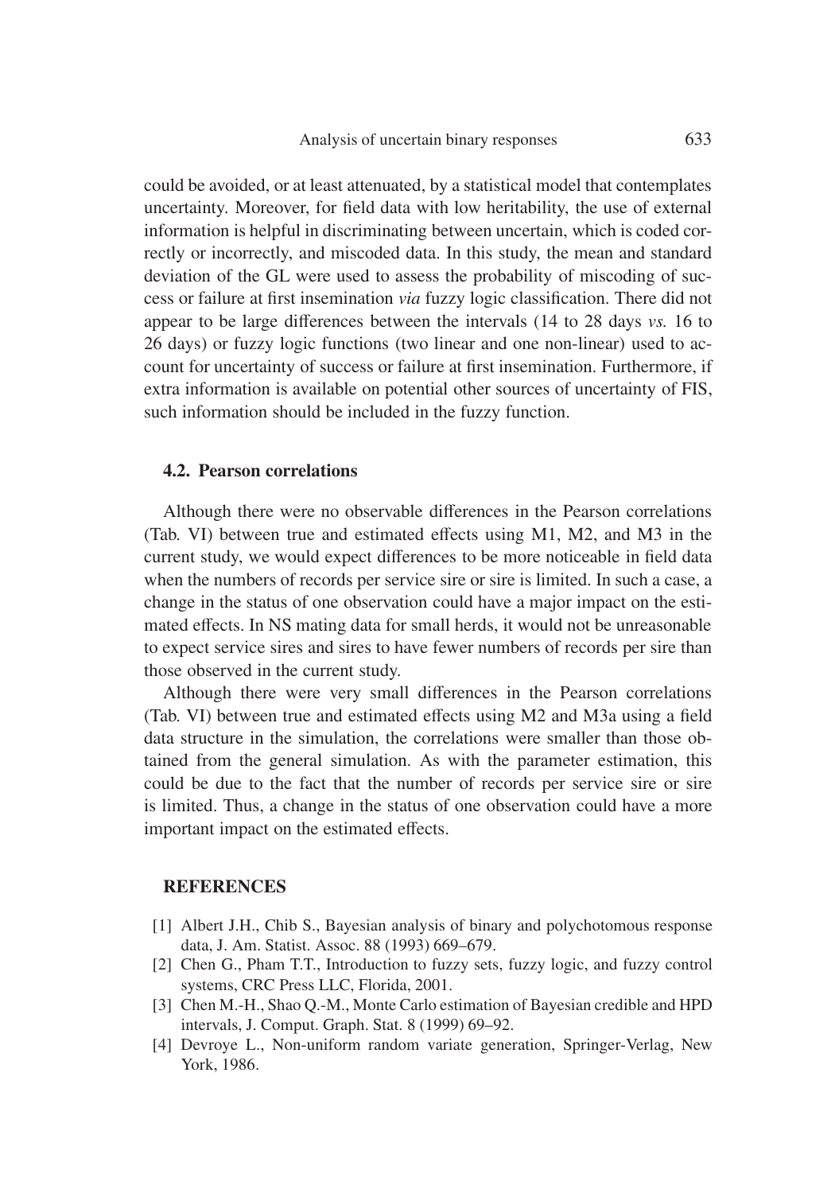could be avoided, or at least attenuated, by a statistical model that contemplates uncertainty. Moreover, for field data with low heritability, the use of external information is helpful in discriminating between uncertain, which is coded correctly or incorrectly, and miscoded data. In this study, the mean and standard deviation of the GL were used to assess the probability of miscoding of success or failure at first insemination *via* fuzzy logic classification. There did not appear to be large differences between the intervals (14 to 28 days *vs.* 16 to 26 days) or fuzzy logic functions (two linear and one non-linear) used to account for uncertainty of success or failure at first insemination. Furthermore, if extra information is available on potential other sources of uncertainty of FIS, such information should be included in the fuzzy function.

### 4.2. Pearson correlations

Although there were no observable differences in the Pearson correlations (Tab. VI) between true and estimated effects using M1, M2, and M3 in the current study, we would expect differences to be more noticeable in field data when the numbers of records per service sire or sire is limited. In such a case, a change in the status of one observation could have a major impact on the estimated effects. In NS mating data for small herds, it would not be unreasonable to expect service sires and sires to have fewer numbers of records per sire than those observed in the current study.

Although there were very small differences in the Pearson correlations (Tab. VI) between true and estimated effects using M2 and M3a using a field data structure in the simulation, the correlations were smaller than those obtained from the general simulation. As with the parameter estimation, this could be due to the fact that the number of records per service sire or sire is limited. Thus, a change in the status of one observation could have a more important impact on the estimated effects.

## REFERENCES

[1] Albert J.H., Chib S., Bayesian analysis of binary and polychotomous response data, J. Am. Statist. Assoc. 88 (1993) 669–679.

[2] Chen G., Pham T.T., Introduction to fuzzy sets, fuzzy logic, and fuzzy control systems, CRC Press LLC, Florida, 2001.

[3] Chen M.-H., Shao Q.-M., Monte Carlo estimation of Bayesian credible and HPD intervals, J. Comput. Graph. Stat. 8 (1999) 69–92.

[4] Devroye L., Non-uniform random variate generation, Springer-Verlag, New York, 1986.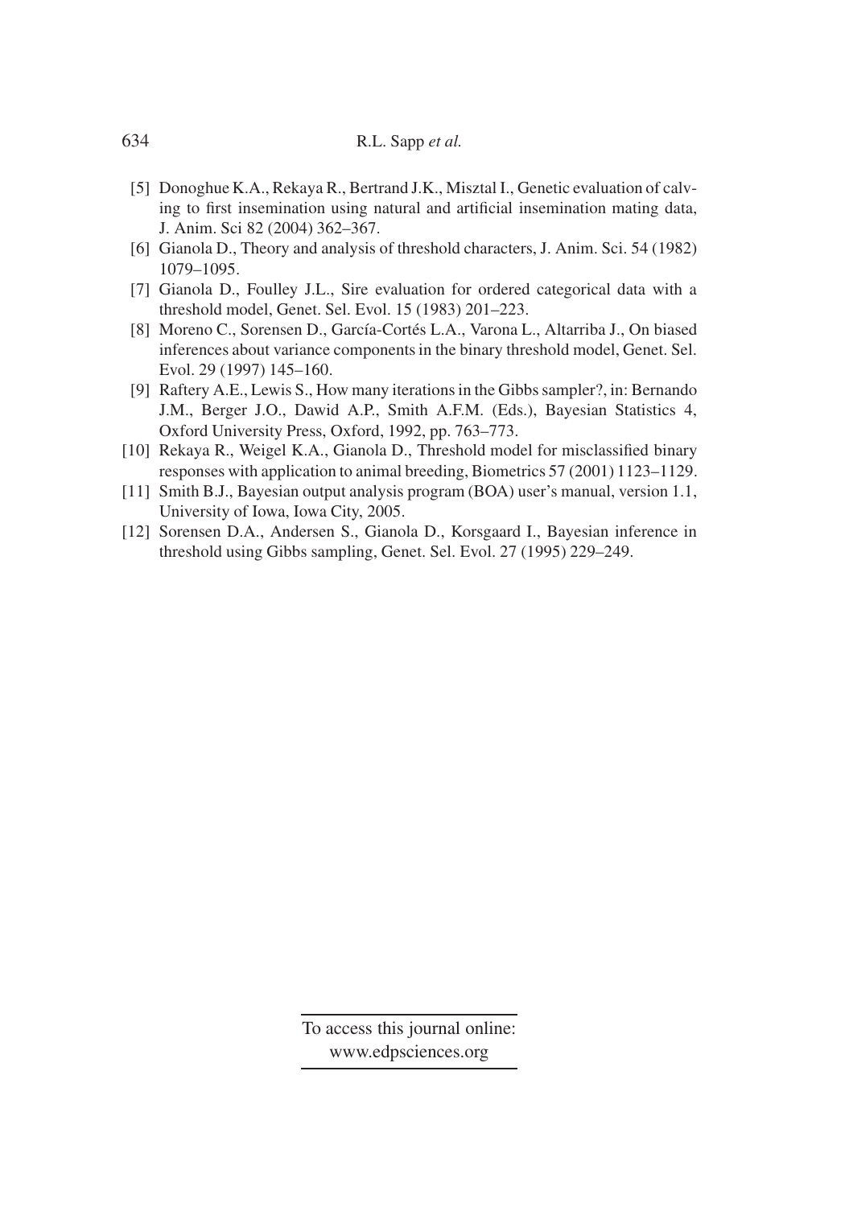[5] Donoghue K.A., Rekaya R., Bertrand J.K., Misztal I., Genetic evaluation of calving to first insemination using natural and artificial insemination mating data, J. Anim. Sci 82 (2004) 362–367.

[6] Gianola D., Theory and analysis of threshold characters, J. Anim. Sci. 54 (1982) 1079–1095.

[7] Gianola D., Foulley J.L., Sire evaluation for ordered categorical data with a threshold model, Genet. Sel. Evol. 15 (1983) 201–223.

[8] Moreno C., Sorensen D., García-Cortés L.A., Varona L., Altarriba J., On biased inferences about variance components in the binary threshold model, Genet. Sel. Evol. 29 (1997) 145–160.

[9] Raftery A.E., Lewis S., How many iterations in the Gibbs sampler?, in: Bernando J.M., Berger J.O., Dawid A.P., Smith A.F.M. (Eds.), Bayesian Statistics 4, Oxford University Press, Oxford, 1992, pp. 763–773.

[10] Rekaya R., Weigel K.A., Gianola D., Threshold model for misclassified binary responses with application to animal breeding, Biometrics 57 (2001) 1123–1129.

[11] Smith B.J., Bayesian output analysis program (BOA) user's manual, version 1.1, University of Iowa, Iowa City, 2005.

[12] Sorensen D.A., Andersen S., Gianola D., Korsgaard I., Bayesian inference in threshold using Gibbs sampling, Genet. Sel. Evol. 27 (1995) 229–249.

To access this journal online:
www.edpsciences.org